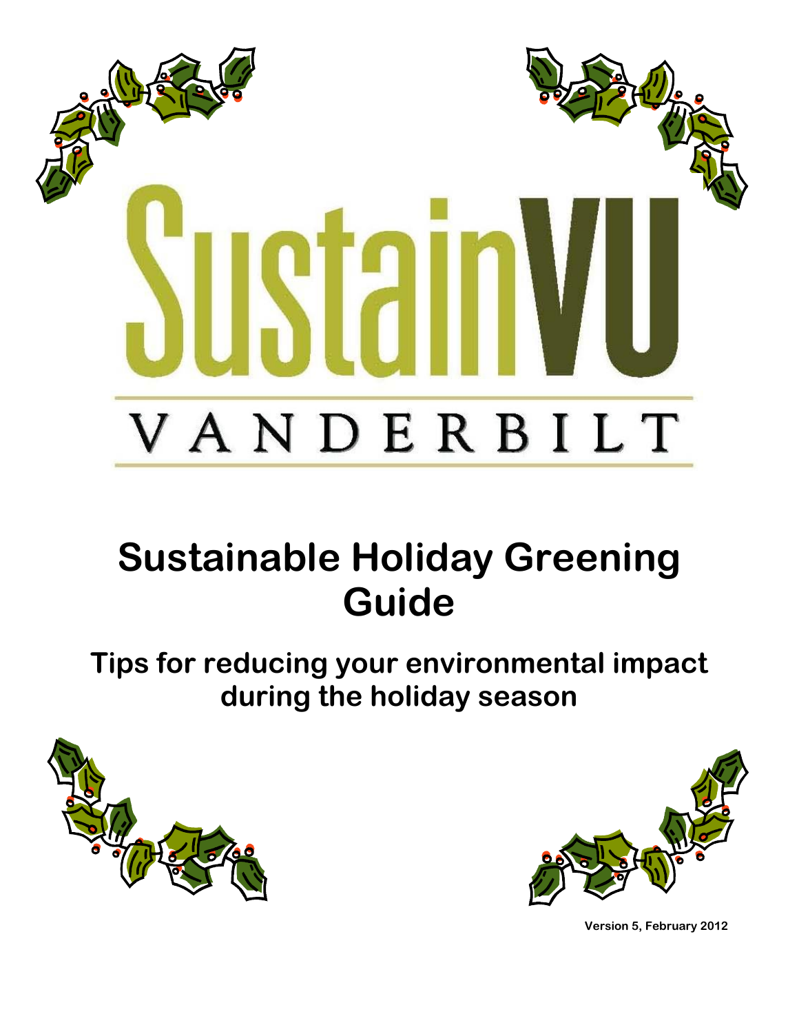# SustainVU

VANDERBILT

# Sustainable Holiday Greening Guide

## Tips for reducing your environmental impact during the holiday season

Version 5, February 2012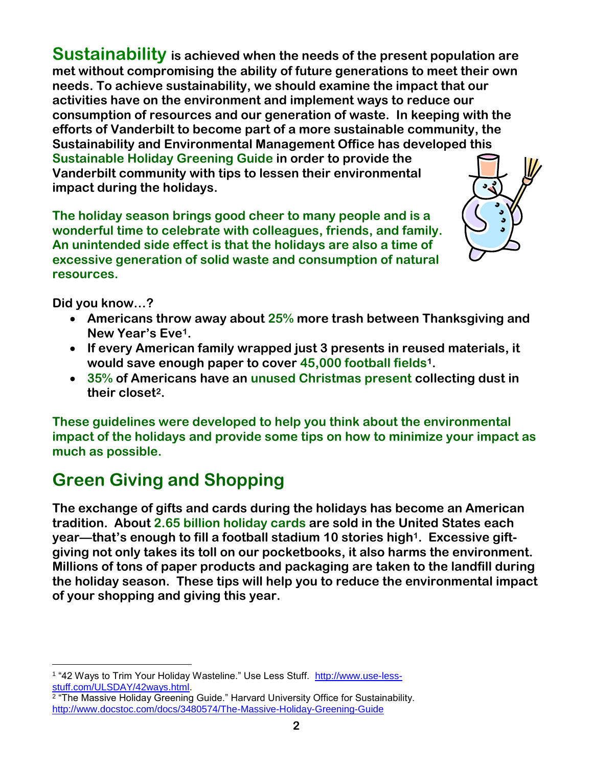**Sustainability is achieved when the needs of the present population are met without compromising the ability of future generations to meet their own needs. To achieve sustainability, we should examine the impact that our activities have on the environment and implement ways to reduce our consumption of resources and our generation of waste. In keeping with the efforts of Vanderbilt to become part of a more sustainable community, the Sustainability and Environmental Management Office has developed this Sustainable Holiday Greening Guide in order to provide the Vanderbilt community with tips to lessen their environmental impact during the holidays.**

**The holiday season brings good cheer to many people and is a wonderful time to celebrate with colleagues, friends, and family. An unintended side effect is that the holidays are also a time of excessive generation of solid waste and consumption of natural resources.**

**Did you know…?**

- **Americans throw away about 25% more trash between Thanksgiving and New Year's Eve[1].**
- **If every American family wrapped just 3 presents in reused materials, it would save enough paper to cover 45,000 football fields[1].**
- **35% of Americans have an unused Christmas present collecting dust in their closet[2].**

**These guidelines were developed to help you think about the environmental impact of the holidays and provide some tips on how to minimize your impact as much as possible.**

## Green Giving and Shopping

**The exchange of gifts and cards during the holidays has become an American tradition. About 2.65 billion holiday cards are sold in the United States each year—that's enough to fill a football stadium 10 stories high[1]. Excessive gift-giving not only takes its toll on our pocketbooks, it also harms the environment. Millions of tons of paper products and packaging are taken to the landfill during the holiday season. These tips will help you to reduce the environmental impact of your shopping and giving this year.**

---

[1] "42 Ways to Trim Your Holiday Wasteline." Use Less Stuff. http://www.use-less-stuff.com/ULSDAY/42ways.html.

[2] "The Massive Holiday Greening Guide." Harvard University Office for Sustainability. http://www.docstoc.com/docs/3480574/The-Massive-Holiday-Greening-Guide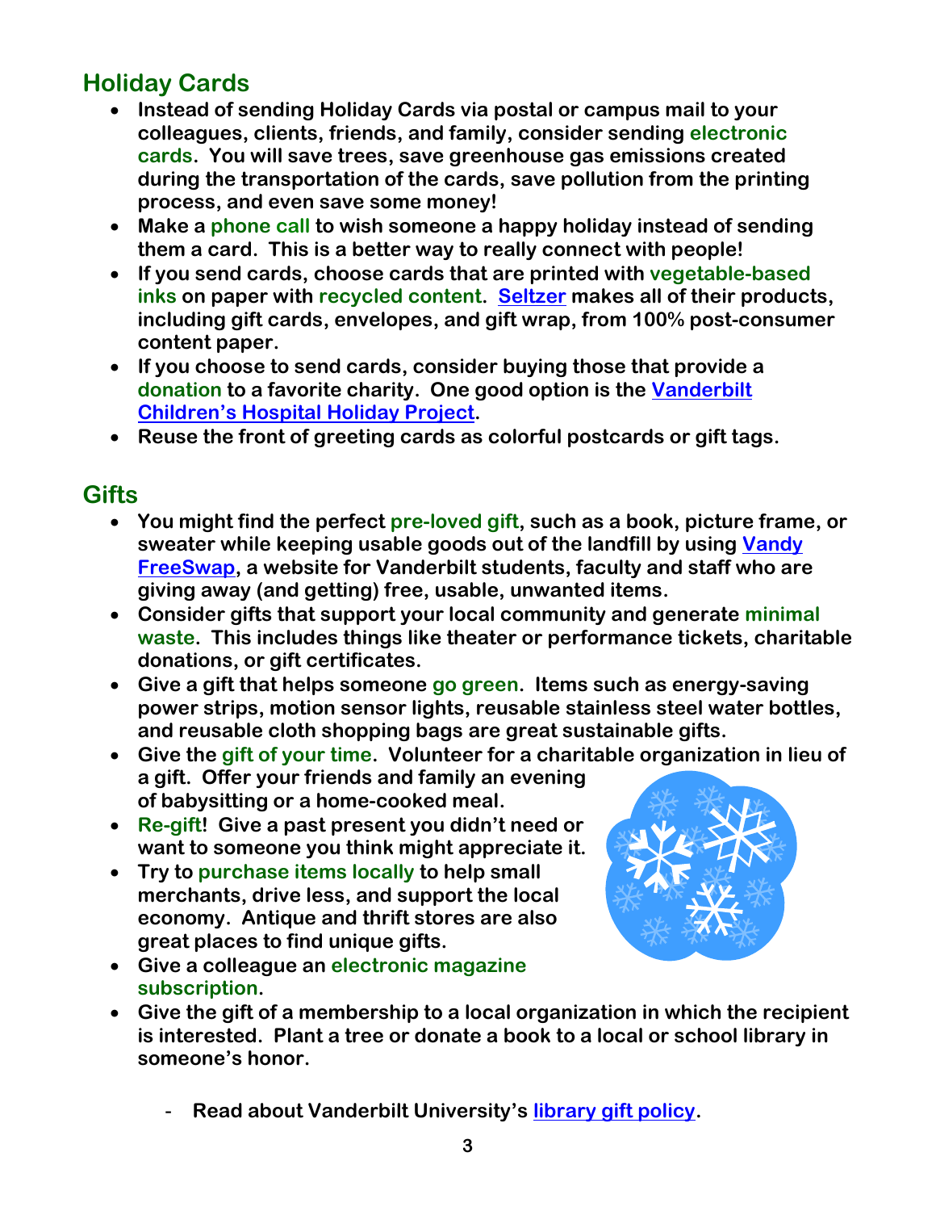## Holiday Cards

- Instead of sending Holiday Cards via postal or campus mail to your colleagues, clients, friends, and family, consider sending electronic cards. You will save trees, save greenhouse gas emissions created during the transportation of the cards, save pollution from the printing process, and even save some money!
- Make a phone call to wish someone a happy holiday instead of sending them a card. This is a better way to really connect with people!
- If you send cards, choose cards that are printed with vegetable-based inks on paper with recycled content. Seltzer makes all of their products, including gift cards, envelopes, and gift wrap, from 100% post-consumer content paper.
- If you choose to send cards, consider buying those that provide a donation to a favorite charity. One good option is the Vanderbilt Children's Hospital Holiday Project.
- Reuse the front of greeting cards as colorful postcards or gift tags.

## Gifts

- You might find the perfect pre-loved gift, such as a book, picture frame, or sweater while keeping usable goods out of the landfill by using Vandy FreeSwap, a website for Vanderbilt students, faculty and staff who are giving away (and getting) free, usable, unwanted items.
- Consider gifts that support your local community and generate minimal waste. This includes things like theater or performance tickets, charitable donations, or gift certificates.
- Give a gift that helps someone go green. Items such as energy-saving power strips, motion sensor lights, reusable stainless steel water bottles, and reusable cloth shopping bags are great sustainable gifts.
- Give the gift of your time. Volunteer for a charitable organization in lieu of a gift. Offer your friends and family an evening of babysitting or a home-cooked meal.
- Re-gift! Give a past present you didn't need or want to someone you think might appreciate it.
- Try to purchase items locally to help small merchants, drive less, and support the local economy. Antique and thrift stores are also great places to find unique gifts.
- Give a colleague an electronic magazine subscription.
- Give the gift of a membership to a local organization in which the recipient is interested. Plant a tree or donate a book to a local or school library in someone's honor.
  - Read about Vanderbilt University's library gift policy.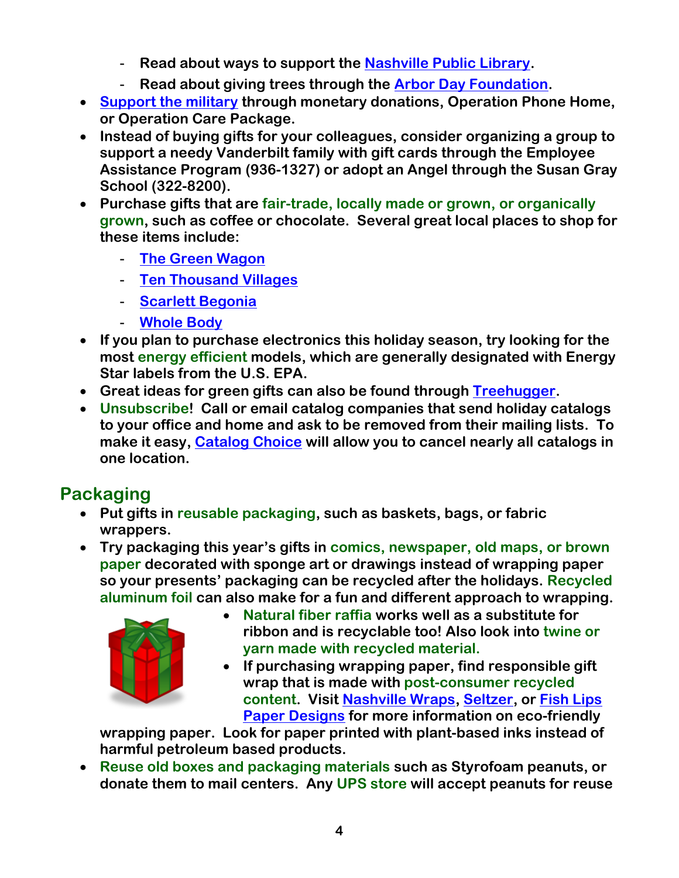- Read about ways to support the Nashville Public Library.
  - Read about giving trees through the Arbor Day Foundation.
- Support the military through monetary donations, Operation Phone Home, or Operation Care Package.
- Instead of buying gifts for your colleagues, consider organizing a group to support a needy Vanderbilt family with gift cards through the Employee Assistance Program (936-1327) or adopt an Angel through the Susan Gray School (322-8200).
- Purchase gifts that are fair-trade, locally made or grown, or organically grown, such as coffee or chocolate. Several great local places to shop for these items include:
  - The Green Wagon
  - Ten Thousand Villages
  - Scarlett Begonia
  - Whole Body
- If you plan to purchase electronics this holiday season, try looking for the most energy efficient models, which are generally designated with Energy Star labels from the U.S. EPA.
- Great ideas for green gifts can also be found through Treehugger.
- Unsubscribe! Call or email catalog companies that send holiday catalogs to your office and home and ask to be removed from their mailing lists. To make it easy, Catalog Choice will allow you to cancel nearly all catalogs in one location.

## Packaging

- Put gifts in reusable packaging, such as baskets, bags, or fabric wrappers.
- Try packaging this year's gifts in comics, newspaper, old maps, or brown paper decorated with sponge art or drawings instead of wrapping paper so your presents' packaging can be recycled after the holidays. Recycled aluminum foil can also make for a fun and different approach to wrapping.
- Natural fiber raffia works well as a substitute for ribbon and is recyclable too! Also look into twine or yarn made with recycled material.
- If purchasing wrapping paper, find responsible gift wrap that is made with post-consumer recycled content. Visit Nashville Wraps, Seltzer, or Fish Lips Paper Designs for more information on eco-friendly wrapping paper. Look for paper printed with plant-based inks instead of harmful petroleum based products.
- Reuse old boxes and packaging materials such as Styrofoam peanuts, or donate them to mail centers. Any UPS store will accept peanuts for reuse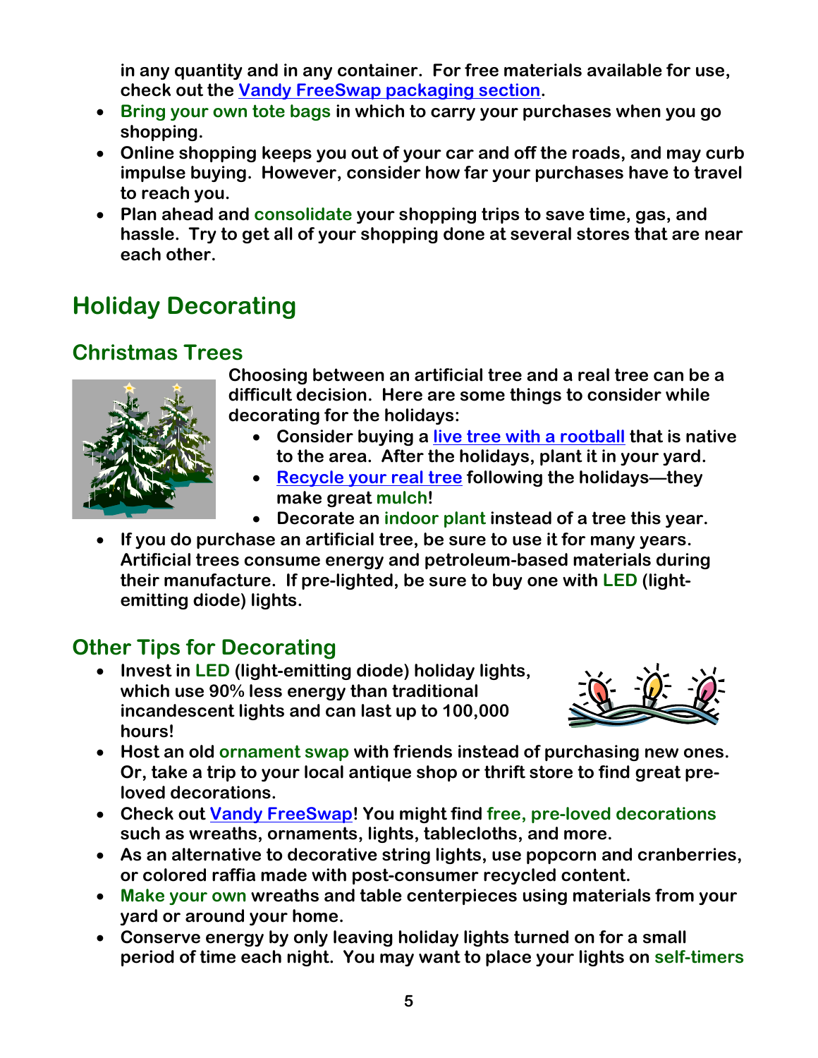in any quantity and in any container. For free materials available for use, check out the Vandy FreeSwap packaging section.

- Bring your own tote bags in which to carry your purchases when you go shopping.
- Online shopping keeps you out of your car and off the roads, and may curb impulse buying. However, consider how far your purchases have to travel to reach you.
- Plan ahead and consolidate your shopping trips to save time, gas, and hassle. Try to get all of your shopping done at several stores that are near each other.

# Holiday Decorating

## Christmas Trees

Choosing between an artificial tree and a real tree can be a difficult decision. Here are some things to consider while decorating for the holidays:

- Consider buying a live tree with a rootball that is native to the area. After the holidays, plant it in your yard.
- Recycle your real tree following the holidays—they make great mulch!
- Decorate an indoor plant instead of a tree this year.
- If you do purchase an artificial tree, be sure to use it for many years. Artificial trees consume energy and petroleum-based materials during their manufacture. If pre-lighted, be sure to buy one with LED (light-emitting diode) lights.

## Other Tips for Decorating

- Invest in LED (light-emitting diode) holiday lights, which use 90% less energy than traditional incandescent lights and can last up to 100,000 hours!
- Host an old ornament swap with friends instead of purchasing new ones. Or, take a trip to your local antique shop or thrift store to find great pre-loved decorations.
- Check out Vandy FreeSwap! You might find free, pre-loved decorations such as wreaths, ornaments, lights, tablecloths, and more.
- As an alternative to decorative string lights, use popcorn and cranberries, or colored raffia made with post-consumer recycled content.
- Make your own wreaths and table centerpieces using materials from your yard or around your home.
- Conserve energy by only leaving holiday lights turned on for a small period of time each night. You may want to place your lights on self-timers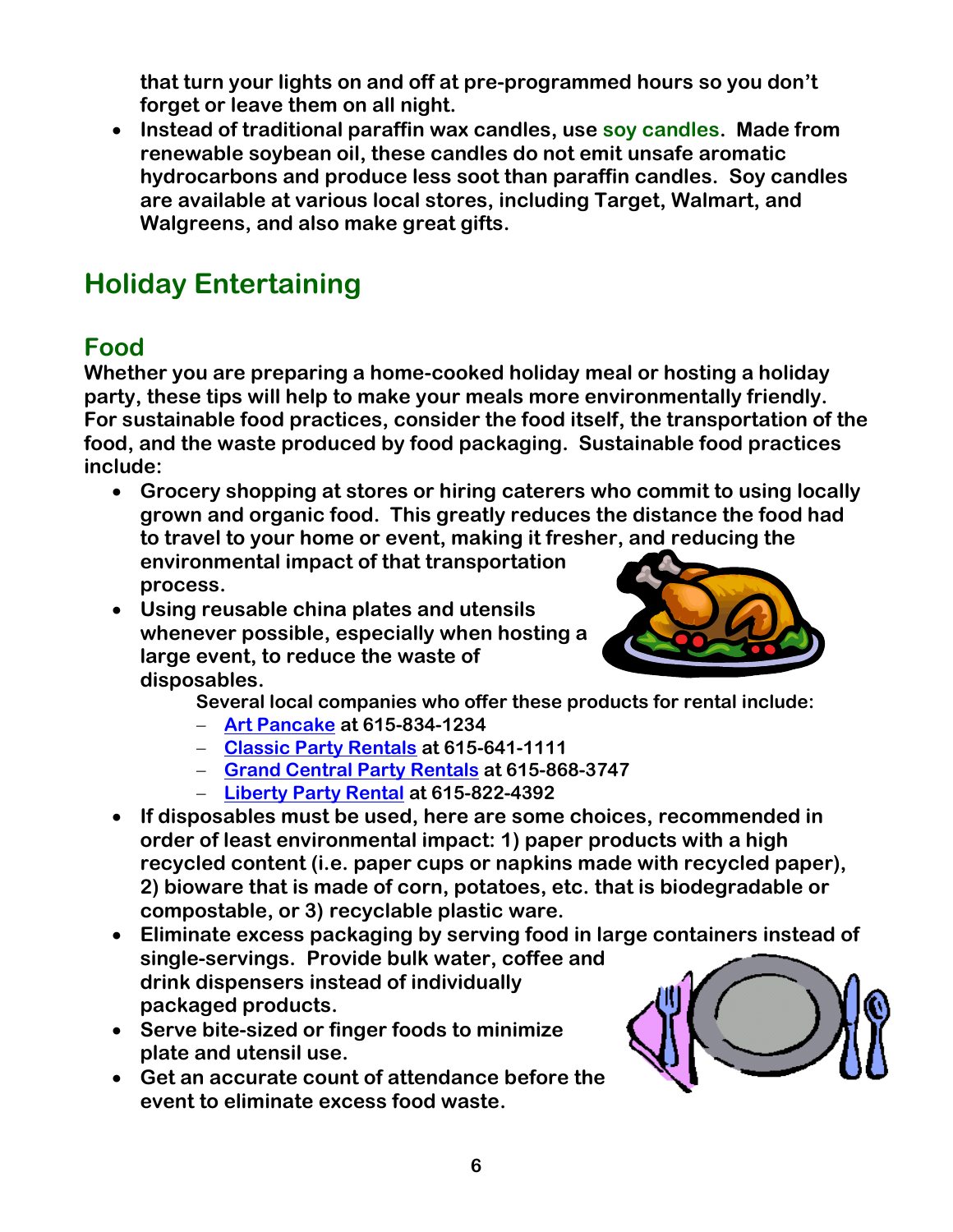that turn your lights on and off at pre-programmed hours so you don't forget or leave them on all night.

- Instead of traditional paraffin wax candles, use soy candles. Made from renewable soybean oil, these candles do not emit unsafe aromatic hydrocarbons and produce less soot than paraffin candles. Soy candles are available at various local stores, including Target, Walmart, and Walgreens, and also make great gifts.

# Holiday Entertaining

## Food

Whether you are preparing a home-cooked holiday meal or hosting a holiday party, these tips will help to make your meals more environmentally friendly. For sustainable food practices, consider the food itself, the transportation of the food, and the waste produced by food packaging. Sustainable food practices include:

- Grocery shopping at stores or hiring caterers who commit to using locally grown and organic food. This greatly reduces the distance the food had to travel to your home or event, making it fresher, and reducing the environmental impact of that transportation process.
- Using reusable china plates and utensils whenever possible, especially when hosting a large event, to reduce the waste of disposables.

  Several local companies who offer these products for rental include:
  - Art Pancake at 615-834-1234
  - Classic Party Rentals at 615-641-1111
  - Grand Central Party Rentals at 615-868-3747
  - Liberty Party Rental at 615-822-4392
- If disposables must be used, here are some choices, recommended in order of least environmental impact: 1) paper products with a high recycled content (i.e. paper cups or napkins made with recycled paper), 2) bioware that is made of corn, potatoes, etc. that is biodegradable or compostable, or 3) recyclable plastic ware.
- Eliminate excess packaging by serving food in large containers instead of single-servings. Provide bulk water, coffee and drink dispensers instead of individually packaged products.
- Serve bite-sized or finger foods to minimize plate and utensil use.
- Get an accurate count of attendance before the event to eliminate excess food waste.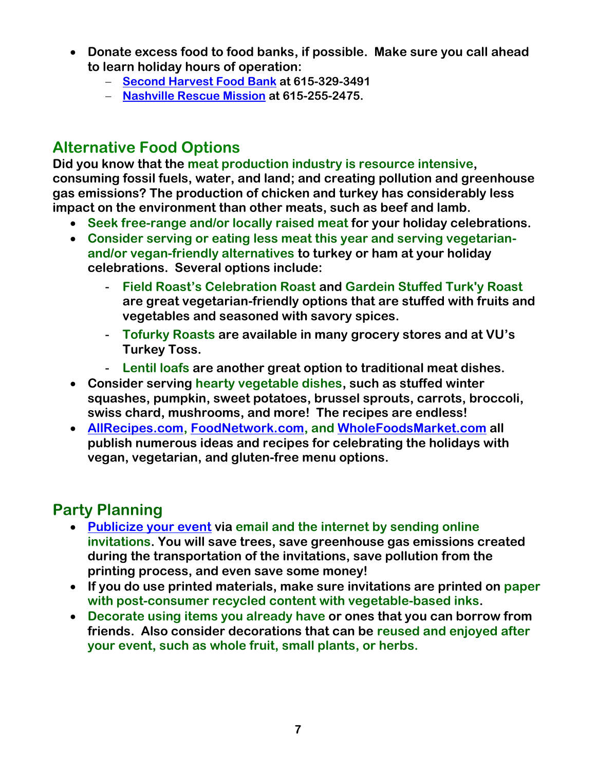- **Donate excess food to food banks, if possible. Make sure you call ahead to learn holiday hours of operation:**
  - **Second Harvest Food Bank at 615-329-3491**
  - **Nashville Rescue Mission at 615-255-2475.**

## Alternative Food Options

**Did you know that the meat production industry is resource intensive, consuming fossil fuels, water, and land; and creating pollution and greenhouse gas emissions? The production of chicken and turkey has considerably less impact on the environment than other meats, such as beef and lamb.**

- **Seek free-range and/or locally raised meat for your holiday celebrations.**
- **Consider serving or eating less meat this year and serving vegetarian- and/or vegan-friendly alternatives to turkey or ham at your holiday celebrations. Several options include:**
  - **Field Roast's Celebration Roast and Gardein Stuffed Turk'y Roast are great vegetarian-friendly options that are stuffed with fruits and vegetables and seasoned with savory spices.**
  - **Tofurky Roasts are available in many grocery stores and at VU's Turkey Toss.**
  - **Lentil loafs are another great option to traditional meat dishes.**
- **Consider serving hearty vegetable dishes, such as stuffed winter squashes, pumpkin, sweet potatoes, brussel sprouts, carrots, broccoli, swiss chard, mushrooms, and more! The recipes are endless!**
- **AllRecipes.com, FoodNetwork.com, and WholeFoodsMarket.com all publish numerous ideas and recipes for celebrating the holidays with vegan, vegetarian, and gluten-free menu options.**

## Party Planning

- **Publicize your event via email and the internet by sending online invitations. You will save trees, save greenhouse gas emissions created during the transportation of the invitations, save pollution from the printing process, and even save some money!**
- **If you do use printed materials, make sure invitations are printed on paper with post-consumer recycled content with vegetable-based inks.**
- **Decorate using items you already have or ones that you can borrow from friends. Also consider decorations that can be reused and enjoyed after your event, such as whole fruit, small plants, or herbs.**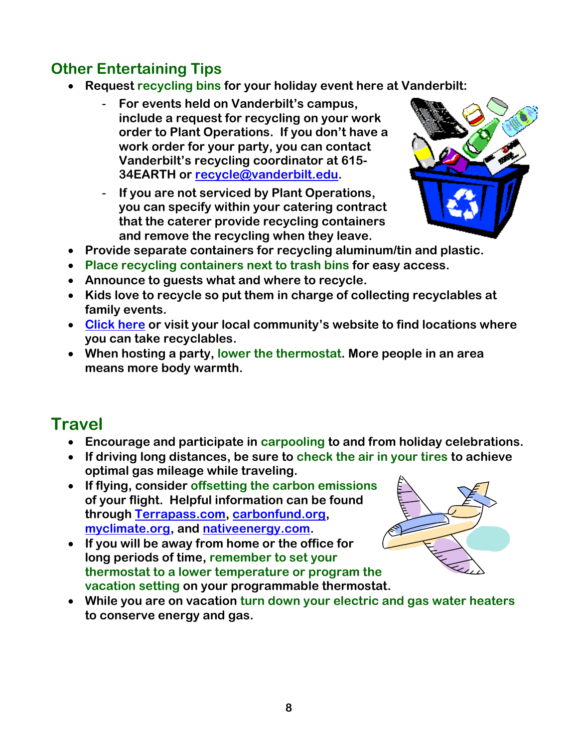## Other Entertaining Tips

- **Request recycling bins for your holiday event here at Vanderbilt:**
  - **For events held on Vanderbilt's campus, include a request for recycling on your work order to Plant Operations. If you don't have a work order for your party, you can contact Vanderbilt's recycling coordinator at 615-34EARTH or recycle@vanderbilt.edu.**
  - **If you are not serviced by Plant Operations, you can specify within your catering contract that the caterer provide recycling containers and remove the recycling when they leave.**
- **Provide separate containers for recycling aluminum/tin and plastic.**
- **Place recycling containers next to trash bins for easy access.**
- **Announce to guests what and where to recycle.**
- **Kids love to recycle so put them in charge of collecting recyclables at family events.**
- **Click here or visit your local community's website to find locations where you can take recyclables.**
- **When hosting a party, lower the thermostat. More people in an area means more body warmth.**

## Travel

- **Encourage and participate in carpooling to and from holiday celebrations.**
- **If driving long distances, be sure to check the air in your tires to achieve optimal gas mileage while traveling.**
- **If flying, consider offsetting the carbon emissions of your flight. Helpful information can be found through Terrapass.com, carbonfund.org, myclimate.org, and nativeenergy.com.**
- **If you will be away from home or the office for long periods of time, remember to set your thermostat to a lower temperature or program the vacation setting on your programmable thermostat.**
- **While you are on vacation turn down your electric and gas water heaters to conserve energy and gas.**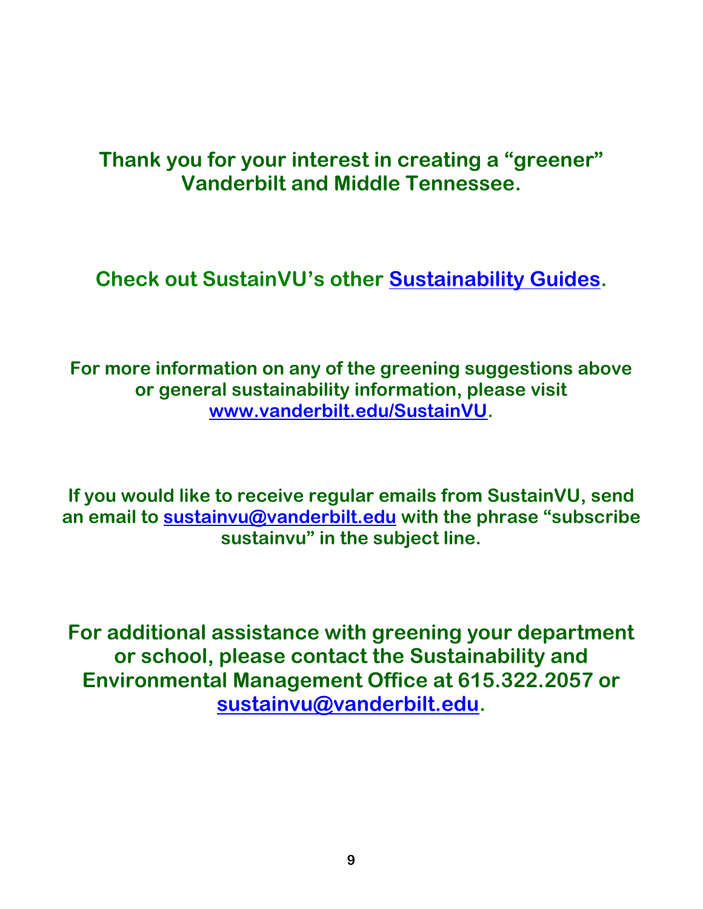**Thank you for your interest in creating a "greener" Vanderbilt and Middle Tennessee.**

**Check out SustainVU's other Sustainability Guides.**

**For more information on any of the greening suggestions above or general sustainability information, please visit www.vanderbilt.edu/SustainVU.**

**If you would like to receive regular emails from SustainVU, send an email to sustainvu@vanderbilt.edu with the phrase "subscribe sustainvu" in the subject line.**

**For additional assistance with greening your department or school, please contact the Sustainability and Environmental Management Office at 615.322.2057 or sustainvu@vanderbilt.edu.**